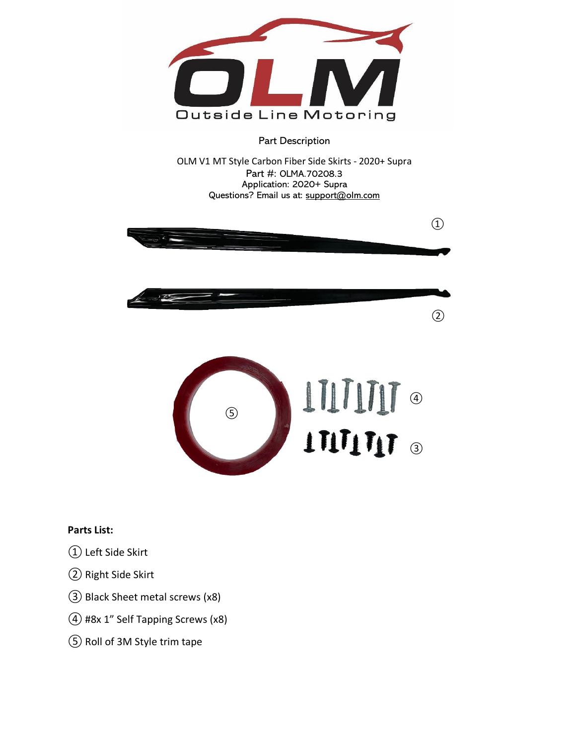Part Description

OLM V1 MT Style Carbon Fiber Side Skirts - 2020+ Supra
Part #: OLMA.70208.3
Application: 2020+ Supra
Questions? Email us at: support@olm.com

**Parts List:**

① Left Side Skirt

② Right Side Skirt

③ Black Sheet metal screws (x8)

④ #8x 1" Self Tapping Screws (x8)

⑤ Roll of 3M Style trim tape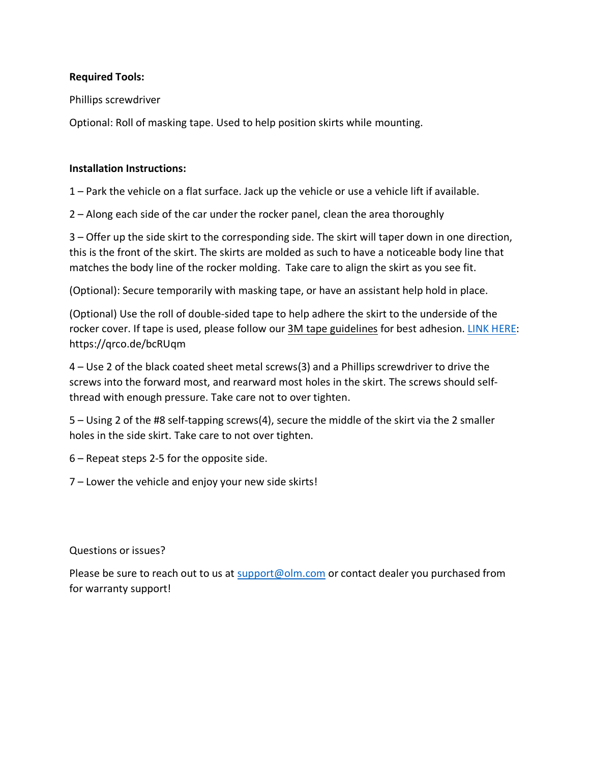**Required Tools:**

Phillips screwdriver

Optional: Roll of masking tape. Used to help position skirts while mounting.

**Installation Instructions:**

1 – Park the vehicle on a flat surface. Jack up the vehicle or use a vehicle lift if available.

2 – Along each side of the car under the rocker panel, clean the area thoroughly

3 – Offer up the side skirt to the corresponding side. The skirt will taper down in one direction, this is the front of the skirt. The skirts are molded as such to have a noticeable body line that matches the body line of the rocker molding. Take care to align the skirt as you see fit.

(Optional): Secure temporarily with masking tape, or have an assistant help hold in place.

(Optional) Use the roll of double-sided tape to help adhere the skirt to the underside of the rocker cover. If tape is used, please follow our 3M tape guidelines for best adhesion. LINK HERE: https://qrco.de/bcRUqm

4 – Use 2 of the black coated sheet metal screws(3) and a Phillips screwdriver to drive the screws into the forward most, and rearward most holes in the skirt. The screws should self-thread with enough pressure. Take care not to over tighten.

5 – Using 2 of the #8 self-tapping screws(4), secure the middle of the skirt via the 2 smaller holes in the side skirt. Take care to not over tighten.

6 – Repeat steps 2-5 for the opposite side.

7 – Lower the vehicle and enjoy your new side skirts!

Questions or issues?

Please be sure to reach out to us at support@olm.com or contact dealer you purchased from for warranty support!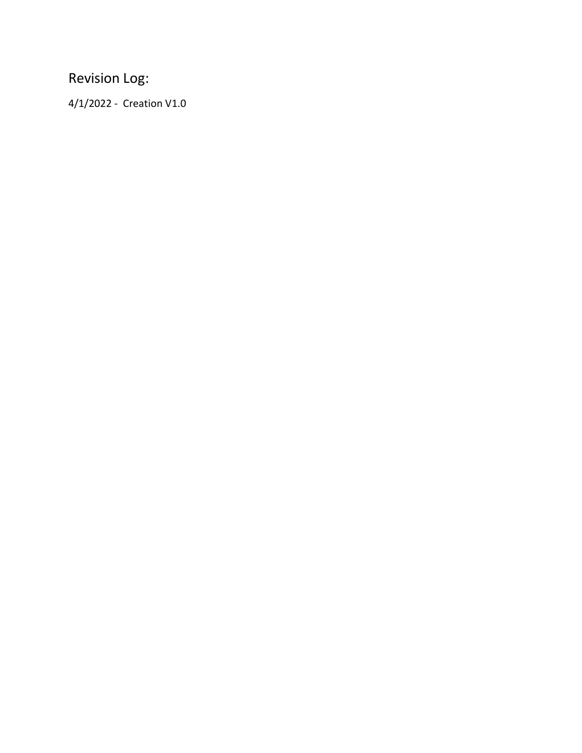## Revision Log:

4/1/2022 - Creation V1.0